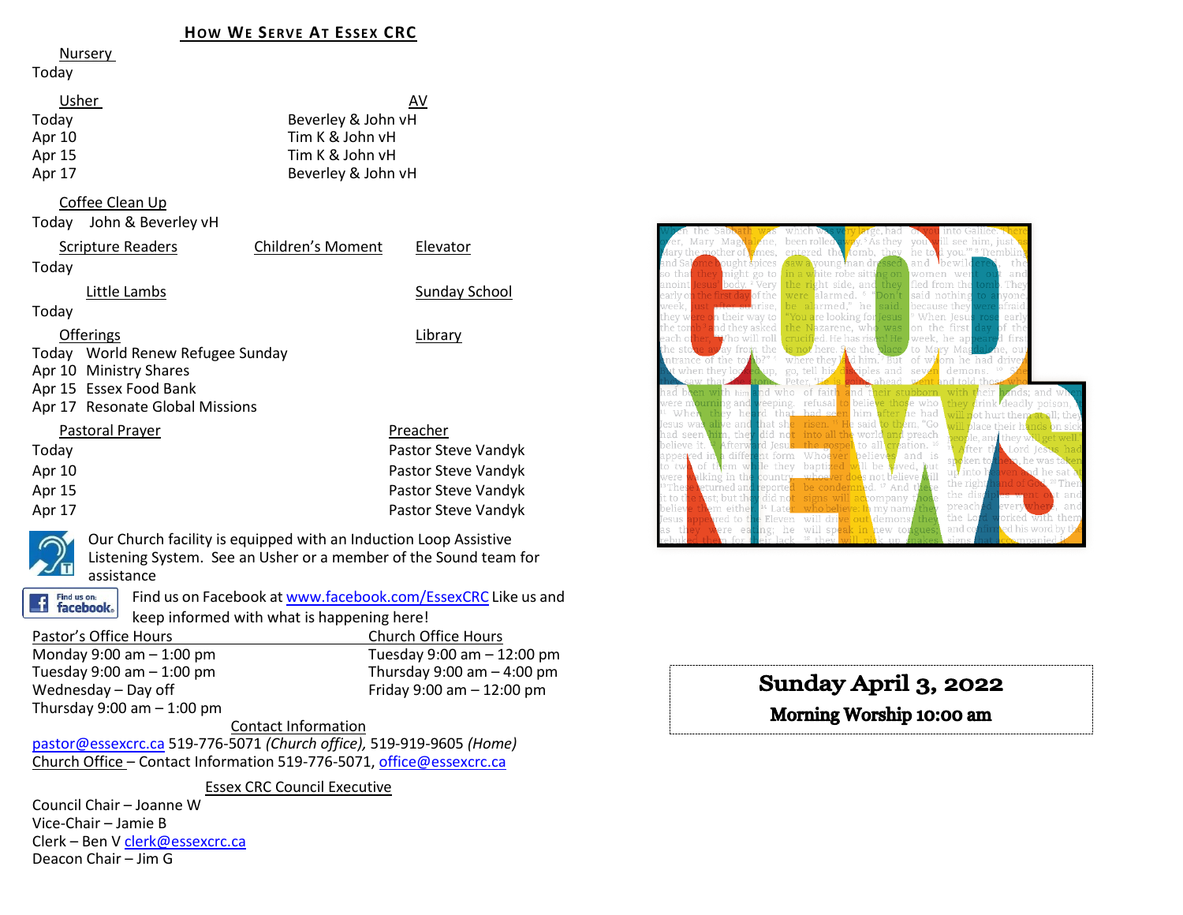## How We Serve At Essex CRC

**Nursery**

Today

| Usher | AV |
|---|---|
| Today | Beverley & John vH |
| Apr 10 | Tim K & John vH |
| Apr 15 | Tim K & John vH |
| Apr 17 | Beverley & John vH |

**Coffee Clean Up**

Today John & Beverley vH

| Scripture Readers | Children's Moment | Elevator |
|---|---|---|
| Today | | |

| Little Lambs | Sunday School |
|---|---|
| Today | |

| Offerings | Library |
|---|---|
| Today World Renew Refugee Sunday | |
| Apr 10 Ministry Shares | |
| Apr 15 Essex Food Bank | |
| Apr 17 Resonate Global Missions | |

| Pastoral Prayer | Preacher |
|---|---|
| Today | Pastor Steve Vandyk |
| Apr 10 | Pastor Steve Vandyk |
| Apr 15 | Pastor Steve Vandyk |
| Apr 17 | Pastor Steve Vandyk |

Our Church facility is equipped with an Induction Loop Assistive Listening System. See an Usher or a member of the Sound team for assistance

Find us on Facebook at www.facebook.com/EssexCRC Like us and keep informed with what is happening here!

| Pastor's Office Hours | Church Office Hours |
|---|---|
| Monday 9:00 am – 1:00 pm | Tuesday 9:00 am – 12:00 pm |
| Tuesday 9:00 am – 1:00 pm | Thursday 9:00 am – 4:00 pm |
| Wednesday – Day off | Friday 9:00 am – 12:00 pm |
| Thursday 9:00 am – 1:00 pm | |

**Contact Information**

pastor@essexcrc.ca 519-776-5071 *(Church office)*, 519-919-9605 *(Home)*
Church Office – Contact Information 519-776-5071, office@essexcrc.ca

**Essex CRC Council Executive**

Council Chair – Joanne W
Vice-Chair – Jamie B
Clerk – Ben V clerk@essexcrc.ca
Deacon Chair – Jim G

# Sunday April 3, 2022

**Morning Worship 10:00 am**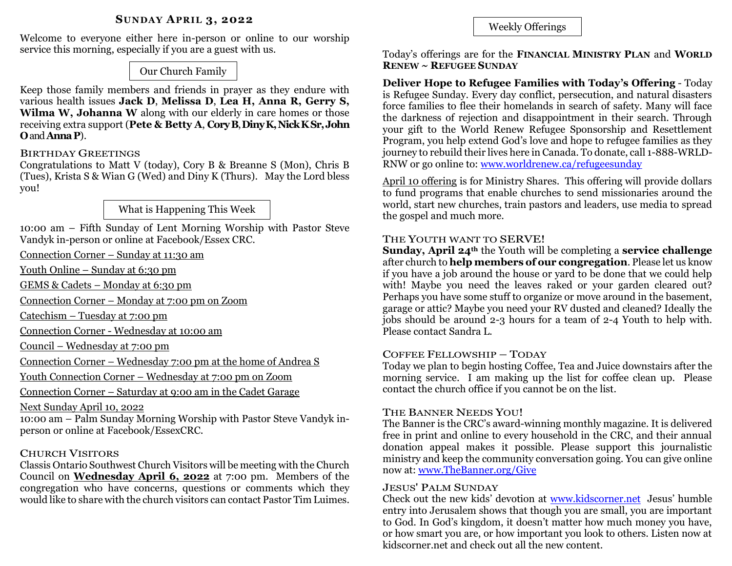## Sunday April 3, 2022

Welcome to everyone either here in-person or online to our worship service this morning, especially if you are a guest with us.

### Our Church Family

Keep those family members and friends in prayer as they endure with various health issues **Jack D**, **Melissa D**, **Lea H, Anna R, Gerry S, Wilma W, Johanna W** along with our elderly in care homes or those receiving extra support (**Pete & Betty A**, **Cory B**, **Diny K, Nick K Sr, John O** and **Anna P**).

**Birthday Greetings**

Congratulations to Matt V (today), Cory B & Breanne S (Mon), Chris B (Tues), Krista S & Wian G (Wed) and Diny K (Thurs). May the Lord bless you!

### What is Happening This Week

10:00 am – Fifth Sunday of Lent Morning Worship with Pastor Steve Vandyk in-person or online at Facebook/Essex CRC.

Connection Corner – Sunday at 11:30 am

Youth Online – Sunday at 6:30 pm

GEMS & Cadets – Monday at 6:30 pm

Connection Corner – Monday at 7:00 pm on Zoom

Catechism – Tuesday at 7:00 pm

Connection Corner - Wednesday at 10:00 am

Council – Wednesday at 7:00 pm

Connection Corner – Wednesday 7:00 pm at the home of Andrea S

Youth Connection Corner – Wednesday at 7:00 pm on Zoom

Connection Corner – Saturday at 9:00 am in the Cadet Garage

Next Sunday April 10, 2022

10:00 am – Palm Sunday Morning Worship with Pastor Steve Vandyk in-person or online at Facebook/EssexCRC.

**Church Visitors**

Classis Ontario Southwest Church Visitors will be meeting with the Church Council on **Wednesday April 6, 2022** at 7:00 pm. Members of the congregation who have concerns, questions or comments which they would like to share with the church visitors can contact Pastor Tim Luimes.

### Weekly Offerings

Today's offerings are for the **Financial Ministry Plan** and **World Renew ~ Refugee Sunday**

**Deliver Hope to Refugee Families with Today's Offering** - Today is Refugee Sunday. Every day conflict, persecution, and natural disasters force families to flee their homelands in search of safety. Many will face the darkness of rejection and disappointment in their search. Through your gift to the World Renew Refugee Sponsorship and Resettlement Program, you help extend God's love and hope to refugee families as they journey to rebuild their lives here in Canada. To donate, call 1-888-WRLD-RNW or go online to: www.worldrenew.ca/refugeesunday

April 10 offering is for Ministry Shares. This offering will provide dollars to fund programs that enable churches to send missionaries around the world, start new churches, train pastors and leaders, use media to spread the gospel and much more.

**The Youth want to SERVE!**

**Sunday, April 24th** the Youth will be completing a **service challenge** after church to **help members of our congregation**. Please let us know if you have a job around the house or yard to be done that we could help with! Maybe you need the leaves raked or your garden cleared out? Perhaps you have some stuff to organize or move around in the basement, garage or attic? Maybe you need your RV dusted and cleaned? Ideally the jobs should be around 2-3 hours for a team of 2-4 Youth to help with. Please contact Sandra L.

**Coffee Fellowship – Today**

Today we plan to begin hosting Coffee, Tea and Juice downstairs after the morning service. I am making up the list for coffee clean up. Please contact the church office if you cannot be on the list.

**The Banner Needs You!**

The Banner is the CRC's award-winning monthly magazine. It is delivered free in print and online to every household in the CRC, and their annual donation appeal makes it possible. Please support this journalistic ministry and keep the community conversation going. You can give online now at: www.TheBanner.org/Give

**Jesus' Palm Sunday**

Check out the new kids' devotion at www.kidscorner.net Jesus' humble entry into Jerusalem shows that though you are small, you are important to God. In God's kingdom, it doesn't matter how much money you have, or how smart you are, or how important you look to others. Listen now at kidscorner.net and check out all the new content.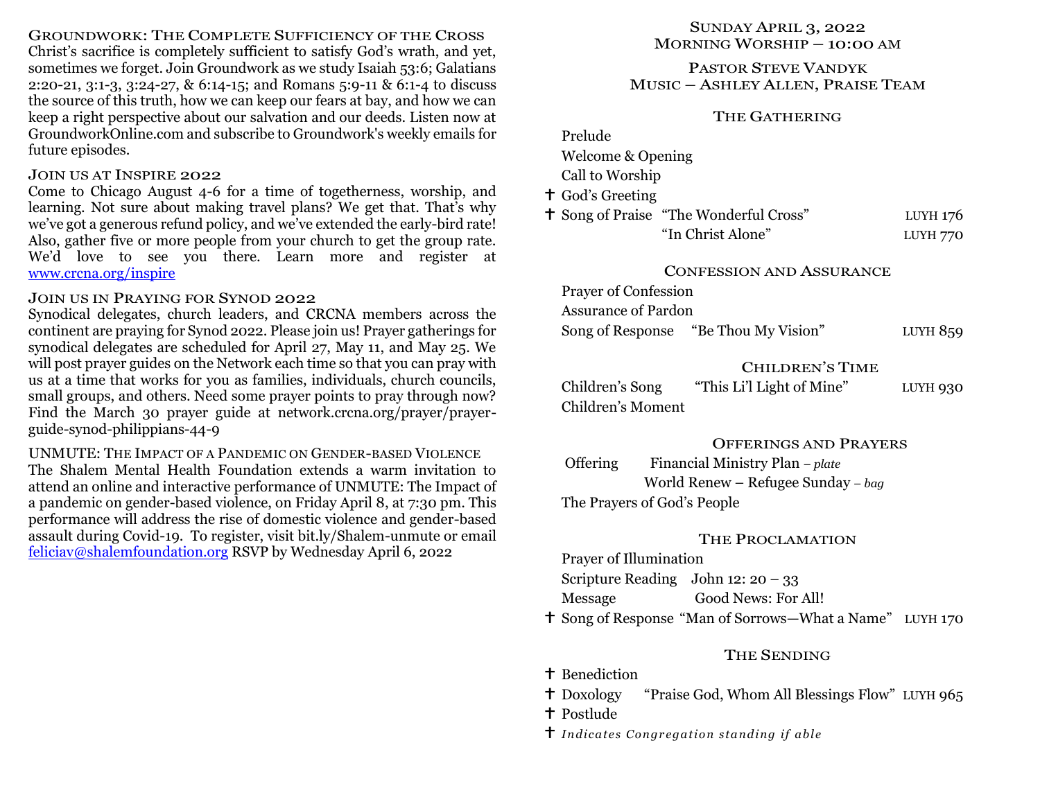## Groundwork: The Complete Sufficiency of the Cross

Christ's sacrifice is completely sufficient to satisfy God's wrath, and yet, sometimes we forget. Join Groundwork as we study Isaiah 53:6; Galatians 2:20-21, 3:1-3, 3:24-27, & 6:14-15; and Romans 5:9-11 & 6:1-4 to discuss the source of this truth, how we can keep our fears at bay, and how we can keep a right perspective about our salvation and our deeds. Listen now at GroundworkOnline.com and subscribe to Groundwork's weekly emails for future episodes.

## Join us at Inspire 2022

Come to Chicago August 4-6 for a time of togetherness, worship, and learning. Not sure about making travel plans? We get that. That's why we've got a generous refund policy, and we've extended the early-bird rate! Also, gather five or more people from your church to get the group rate. We'd love to see you there. Learn more and register at www.crcna.org/inspire

## Join us in Praying for Synod 2022

Synodical delegates, church leaders, and CRCNA members across the continent are praying for Synod 2022. Please join us! Prayer gatherings for synodical delegates are scheduled for April 27, May 11, and May 25. We will post prayer guides on the Network each time so that you can pray with us at a time that works for you as families, individuals, church councils, small groups, and others. Need some prayer points to pray through now? Find the March 30 prayer guide at network.crcna.org/prayer/prayer-guide-synod-philippians-44-9

## UNMUTE: The Impact of a Pandemic on Gender-based Violence

The Shalem Mental Health Foundation extends a warm invitation to attend an online and interactive performance of UNMUTE: The Impact of a pandemic on gender-based violence, on Friday April 8, at 7:30 pm. This performance will address the rise of domestic violence and gender-based assault during Covid-19. To register, visit bit.ly/Shalem-unmute or email feliciav@shalemfoundation.org RSVP by Wednesday April 6, 2022

# Sunday April 3, 2022
# Morning Worship – 10:00 AM

**Pastor Steve VanDyk**
**Music – Ashley Allen, Praise Team**

## The Gathering

Prelude
Welcome & Opening
Call to Worship
✝ God's Greeting
✝ Song of Praise "The Wonderful Cross" LUYH 176
"In Christ Alone" LUYH 770

## Confession and Assurance

Prayer of Confession
Assurance of Pardon
Song of Response "Be Thou My Vision" LUYH 859

## Children's Time

Children's Song "This Li'l Light of Mine" LUYH 930
Children's Moment

## Offerings and Prayers

Offering Financial Ministry Plan – *plate*
World Renew – Refugee Sunday – *bag*
The Prayers of God's People

## The Proclamation

Prayer of Illumination
Scripture Reading John 12: 20 – 33
Message Good News: For All!
✝ Song of Response "Man of Sorrows—What a Name" LUYH 170

## The Sending

✝ Benediction
✝ Doxology "Praise God, Whom All Blessings Flow" LUYH 965
✝ Postlude
✝ *Indicates Congregation standing if able*